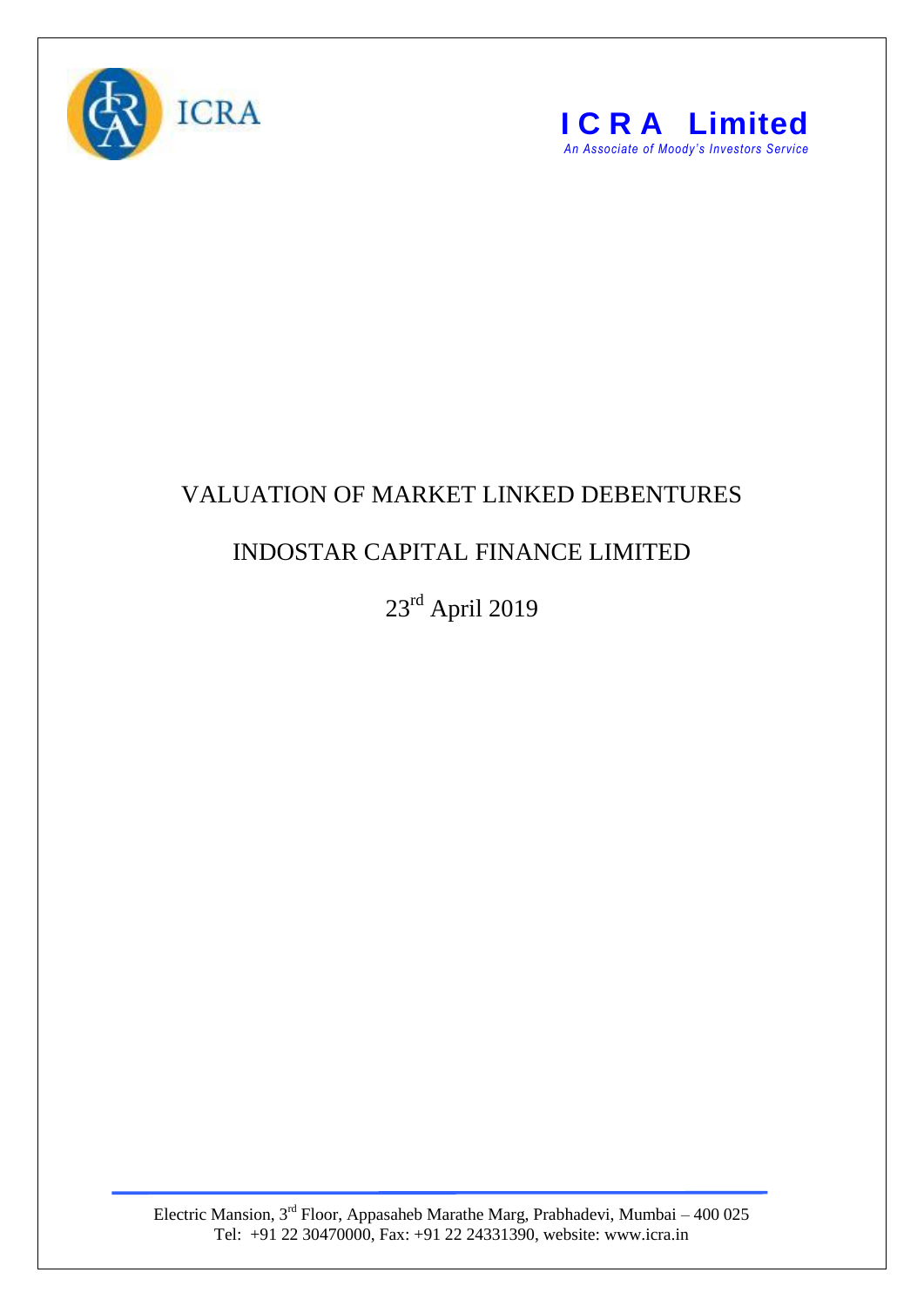ICRA

**ICRA Limited**

*An Associate of Moody's Investors Service*

# VALUATION OF MARKET LINKED DEBENTURES

## INDOSTAR CAPITAL FINANCE LIMITED

23rd April 2019

Electric Mansion, 3rd Floor, Appasaheb Marathe Marg, Prabhadevi, Mumbai – 400 025
Tel: +91 22 30470000, Fax: +91 22 24331390, website: www.icra.in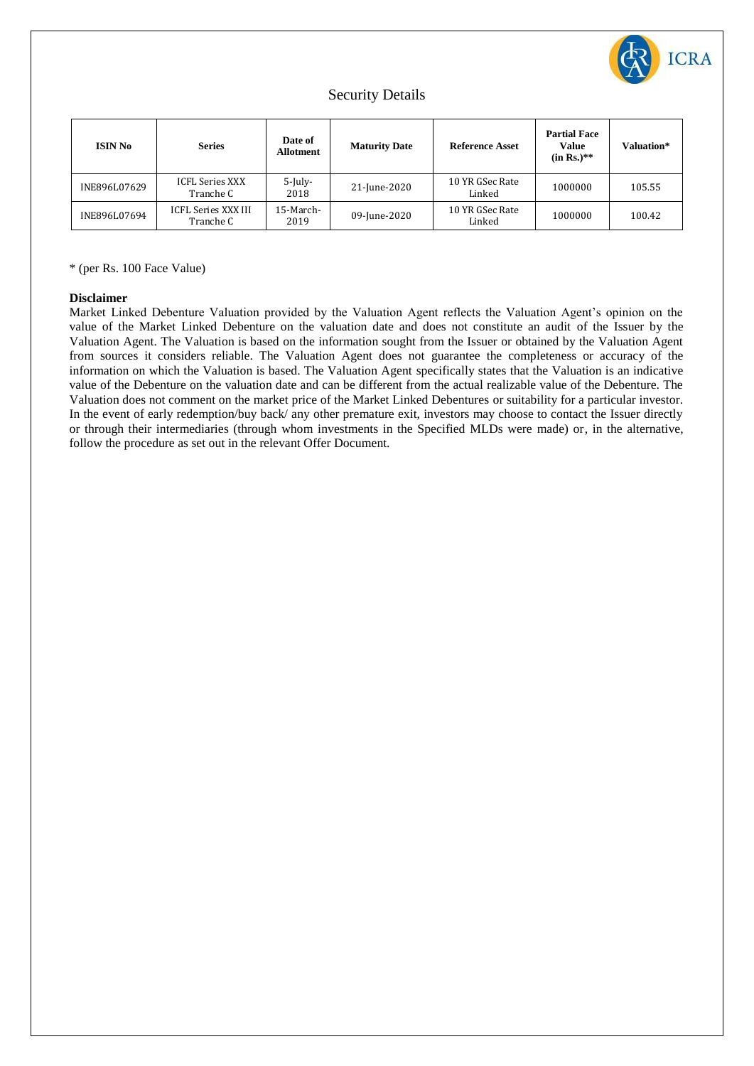## Security Details

| ISIN No | Series | Date of Allotment | Maturity Date | Reference Asset | Partial Face Value (in Rs.)** | Valuation* |
|---|---|---|---|---|---|---|
| INE896L07629 | ICFL Series XXX Tranche C | 5-July-2018 | 21-June-2020 | 10 YR GSec Rate Linked | 1000000 | 105.55 |
| INE896L07694 | ICFL Series XXX III Tranche C | 15-March-2019 | 09-June-2020 | 10 YR GSec Rate Linked | 1000000 | 100.42 |

* (per Rs. 100 Face Value)

**Disclaimer**

Market Linked Debenture Valuation provided by the Valuation Agent reflects the Valuation Agent's opinion on the value of the Market Linked Debenture on the valuation date and does not constitute an audit of the Issuer by the Valuation Agent. The Valuation is based on the information sought from the Issuer or obtained by the Valuation Agent from sources it considers reliable. The Valuation Agent does not guarantee the completeness or accuracy of the information on which the Valuation is based. The Valuation Agent specifically states that the Valuation is an indicative value of the Debenture on the valuation date and can be different from the actual realizable value of the Debenture. The Valuation does not comment on the market price of the Market Linked Debentures or suitability for a particular investor. In the event of early redemption/buy back/ any other premature exit, investors may choose to contact the Issuer directly or through their intermediaries (through whom investments in the Specified MLDs were made) or, in the alternative, follow the procedure as set out in the relevant Offer Document.